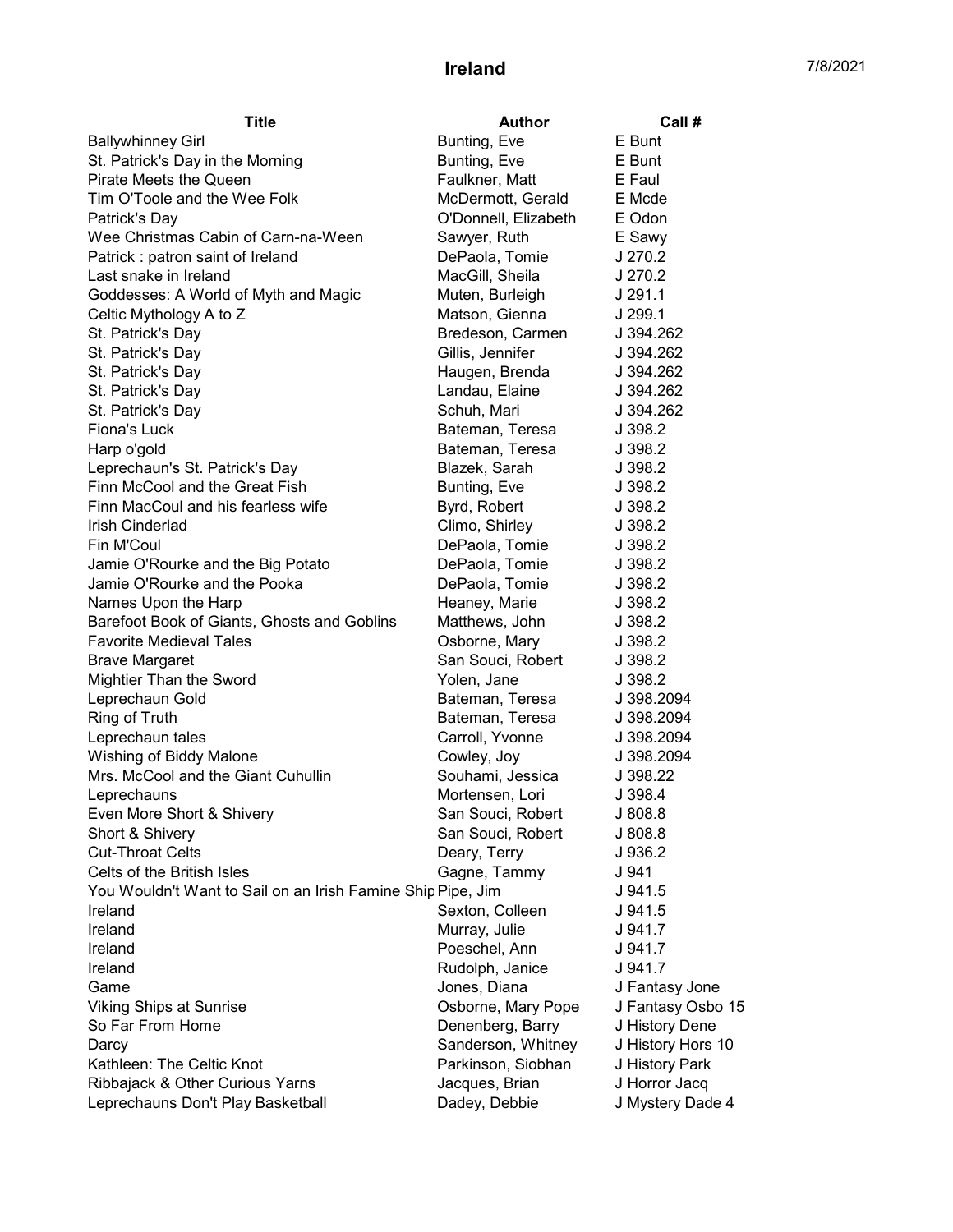# Ireland

7/8/2021

| Title | Author | Call # |
|---|---|---|
| Ballywhinney Girl | Bunting, Eve | E Bunt |
| St. Patrick's Day in the Morning | Bunting, Eve | E Bunt |
| Pirate Meets the Queen | Faulkner, Matt | E Faul |
| Tim O'Toole and the Wee Folk | McDermott, Gerald | E Mcde |
| Patrick's Day | O'Donnell, Elizabeth | E Odon |
| Wee Christmas Cabin of Carn-na-Ween | Sawyer, Ruth | E Sawy |
| Patrick : patron saint of Ireland | DePaola, Tomie | J 270.2 |
| Last snake in Ireland | MacGill, Sheila | J 270.2 |
| Goddesses: A World of Myth and Magic | Muten, Burleigh | J 291.1 |
| Celtic Mythology A to Z | Matson, Gienna | J 299.1 |
| St. Patrick's Day | Bredeson, Carmen | J 394.262 |
| St. Patrick's Day | Gillis, Jennifer | J 394.262 |
| St. Patrick's Day | Haugen, Brenda | J 394.262 |
| St. Patrick's Day | Landau, Elaine | J 394.262 |
| St. Patrick's Day | Schuh, Mari | J 394.262 |
| Fiona's Luck | Bateman, Teresa | J 398.2 |
| Harp o'gold | Bateman, Teresa | J 398.2 |
| Leprechaun's St. Patrick's Day | Blazek, Sarah | J 398.2 |
| Finn McCool and the Great Fish | Bunting, Eve | J 398.2 |
| Finn MacCoul and his fearless wife | Byrd, Robert | J 398.2 |
| Irish Cinderlad | Climo, Shirley | J 398.2 |
| Fin M'Coul | DePaola, Tomie | J 398.2 |
| Jamie O'Rourke and the Big Potato | DePaola, Tomie | J 398.2 |
| Jamie O'Rourke and the Pooka | DePaola, Tomie | J 398.2 |
| Names Upon the Harp | Heaney, Marie | J 398.2 |
| Barefoot Book of Giants, Ghosts and Goblins | Matthews, John | J 398.2 |
| Favorite Medieval Tales | Osborne, Mary | J 398.2 |
| Brave Margaret | San Souci, Robert | J 398.2 |
| Mightier Than the Sword | Yolen, Jane | J 398.2 |
| Leprechaun Gold | Bateman, Teresa | J 398.2094 |
| Ring of Truth | Bateman, Teresa | J 398.2094 |
| Leprechaun tales | Carroll, Yvonne | J 398.2094 |
| Wishing of Biddy Malone | Cowley, Joy | J 398.2094 |
| Mrs. McCool and the Giant Cuhullin | Souhami, Jessica | J 398.22 |
| Leprechauns | Mortensen, Lori | J 398.4 |
| Even More Short & Shivery | San Souci, Robert | J 808.8 |
| Short & Shivery | San Souci, Robert | J 808.8 |
| Cut-Throat Celts | Deary, Terry | J 936.2 |
| Celts of the British Isles | Gagne, Tammy | J 941 |
| You Wouldn't Want to Sail on an Irish Famine Ship | Pipe, Jim | J 941.5 |
| Ireland | Sexton, Colleen | J 941.5 |
| Ireland | Murray, Julie | J 941.7 |
| Ireland | Poeschel, Ann | J 941.7 |
| Ireland | Rudolph, Janice | J 941.7 |
| Game | Jones, Diana | J Fantasy Jone |
| Viking Ships at Sunrise | Osborne, Mary Pope | J Fantasy Osbo 15 |
| So Far From Home | Denenberg, Barry | J History Dene |
| Darcy | Sanderson, Whitney | J History Hors 10 |
| Kathleen: The Celtic Knot | Parkinson, Siobhan | J History Park |
| Ribbajack & Other Curious Yarns | Jacques, Brian | J Horror Jacq |
| Leprechauns Don't Play Basketball | Dadey, Debbie | J Mystery Dade 4 |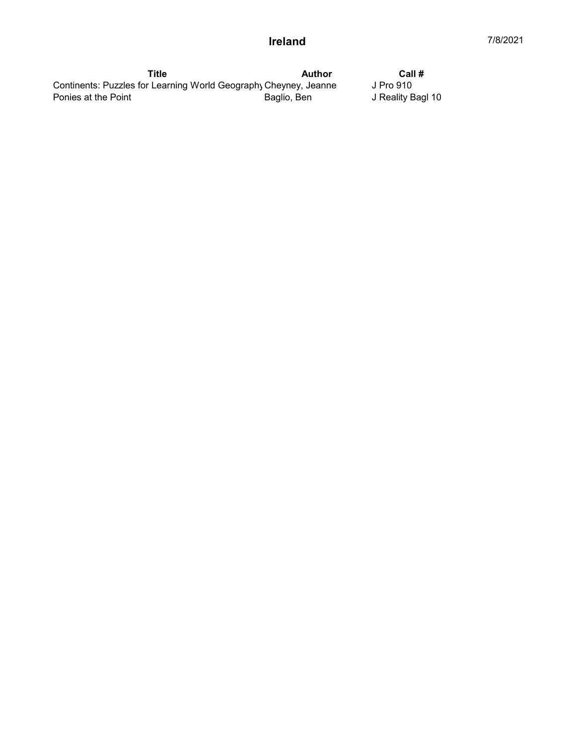# Ireland

7/8/2021

| Title | Author | Call # |
|---|---|---|
| Continents: Puzzles for Learning World Geography | Cheyney, Jeanne | J Pro 910 |
| Ponies at the Point | Baglio, Ben | J Reality Bagl 10 |